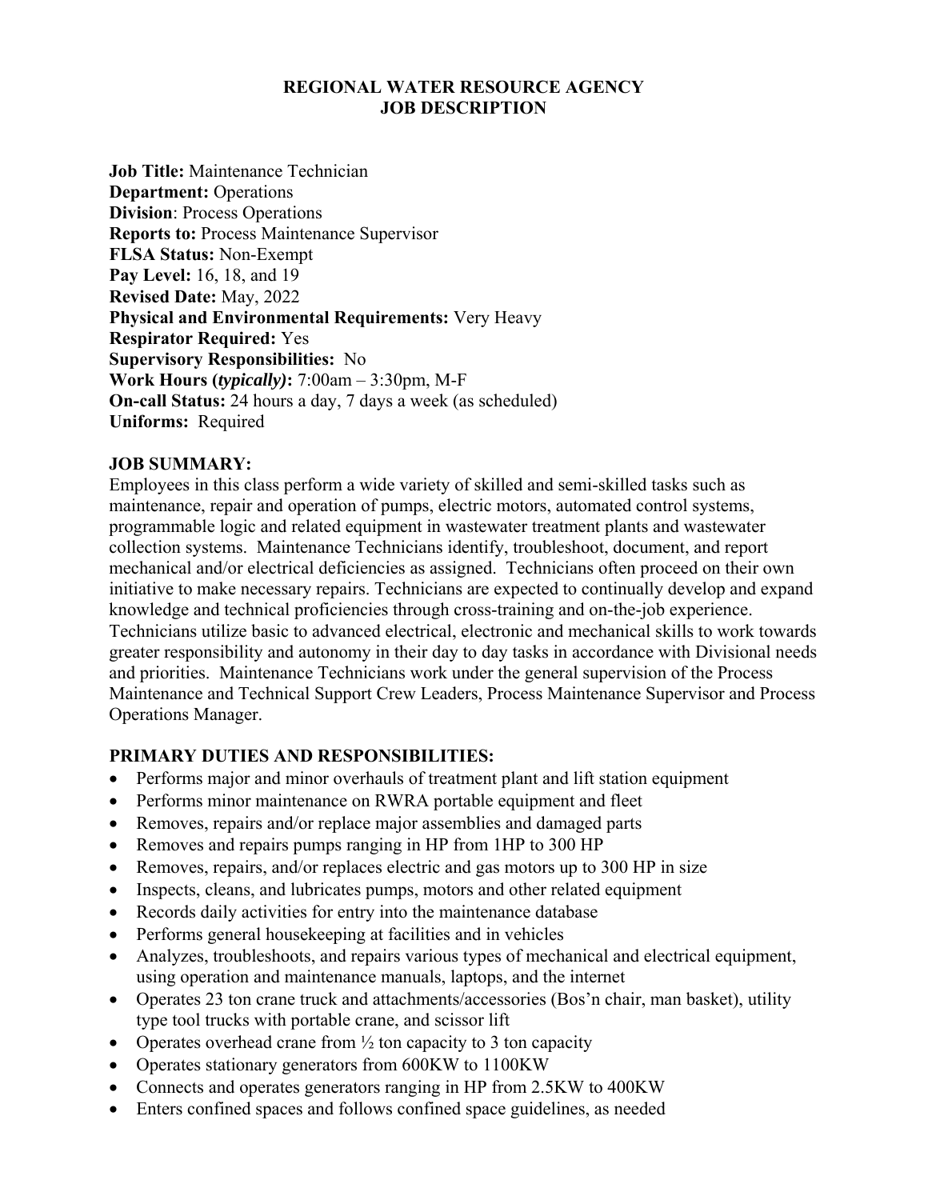# REGIONAL WATER RESOURCE AGENCY
# JOB DESCRIPTION

**Job Title:** Maintenance Technician
**Department:** Operations
**Division**: Process Operations
**Reports to:** Process Maintenance Supervisor
**FLSA Status:** Non-Exempt
**Pay Level:** 16, 18, and 19
**Revised Date:** May, 2022
**Physical and Environmental Requirements:** Very Heavy
**Respirator Required:** Yes
**Supervisory Responsibilities:** No
**Work Hours (*typically*):** 7:00am – 3:30pm, M-F
**On-call Status:** 24 hours a day, 7 days a week (as scheduled)
**Uniforms:** Required

## JOB SUMMARY:

Employees in this class perform a wide variety of skilled and semi-skilled tasks such as maintenance, repair and operation of pumps, electric motors, automated control systems, programmable logic and related equipment in wastewater treatment plants and wastewater collection systems. Maintenance Technicians identify, troubleshoot, document, and report mechanical and/or electrical deficiencies as assigned. Technicians often proceed on their own initiative to make necessary repairs. Technicians are expected to continually develop and expand knowledge and technical proficiencies through cross-training and on-the-job experience. Technicians utilize basic to advanced electrical, electronic and mechanical skills to work towards greater responsibility and autonomy in their day to day tasks in accordance with Divisional needs and priorities. Maintenance Technicians work under the general supervision of the Process Maintenance and Technical Support Crew Leaders, Process Maintenance Supervisor and Process Operations Manager.

## PRIMARY DUTIES AND RESPONSIBILITIES:

- Performs major and minor overhauls of treatment plant and lift station equipment
- Performs minor maintenance on RWRA portable equipment and fleet
- Removes, repairs and/or replace major assemblies and damaged parts
- Removes and repairs pumps ranging in HP from 1HP to 300 HP
- Removes, repairs, and/or replaces electric and gas motors up to 300 HP in size
- Inspects, cleans, and lubricates pumps, motors and other related equipment
- Records daily activities for entry into the maintenance database
- Performs general housekeeping at facilities and in vehicles
- Analyzes, troubleshoots, and repairs various types of mechanical and electrical equipment, using operation and maintenance manuals, laptops, and the internet
- Operates 23 ton crane truck and attachments/accessories (Bos'n chair, man basket), utility type tool trucks with portable crane, and scissor lift
- Operates overhead crane from ½ ton capacity to 3 ton capacity
- Operates stationary generators from 600KW to 1100KW
- Connects and operates generators ranging in HP from 2.5KW to 400KW
- Enters confined spaces and follows confined space guidelines, as needed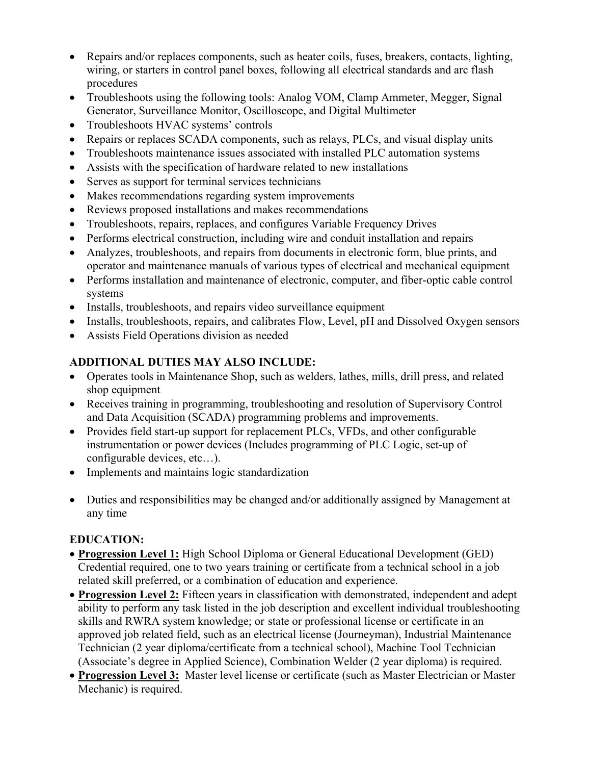- Repairs and/or replaces components, such as heater coils, fuses, breakers, contacts, lighting, wiring, or starters in control panel boxes, following all electrical standards and arc flash procedures
- Troubleshoots using the following tools: Analog VOM, Clamp Ammeter, Megger, Signal Generator, Surveillance Monitor, Oscilloscope, and Digital Multimeter
- Troubleshoots HVAC systems' controls
- Repairs or replaces SCADA components, such as relays, PLCs, and visual display units
- Troubleshoots maintenance issues associated with installed PLC automation systems
- Assists with the specification of hardware related to new installations
- Serves as support for terminal services technicians
- Makes recommendations regarding system improvements
- Reviews proposed installations and makes recommendations
- Troubleshoots, repairs, replaces, and configures Variable Frequency Drives
- Performs electrical construction, including wire and conduit installation and repairs
- Analyzes, troubleshoots, and repairs from documents in electronic form, blue prints, and operator and maintenance manuals of various types of electrical and mechanical equipment
- Performs installation and maintenance of electronic, computer, and fiber-optic cable control systems
- Installs, troubleshoots, and repairs video surveillance equipment
- Installs, troubleshoots, repairs, and calibrates Flow, Level, pH and Dissolved Oxygen sensors
- Assists Field Operations division as needed

## ADDITIONAL DUTIES MAY ALSO INCLUDE:

- Operates tools in Maintenance Shop, such as welders, lathes, mills, drill press, and related shop equipment
- Receives training in programming, troubleshooting and resolution of Supervisory Control and Data Acquisition (SCADA) programming problems and improvements.
- Provides field start-up support for replacement PLCs, VFDs, and other configurable instrumentation or power devices (Includes programming of PLC Logic, set-up of configurable devices, etc…).
- Implements and maintains logic standardization

- Duties and responsibilities may be changed and/or additionally assigned by Management at any time

## EDUCATION:

- **Progression Level 1:** High School Diploma or General Educational Development (GED) Credential required, one to two years training or certificate from a technical school in a job related skill preferred, or a combination of education and experience.
- **Progression Level 2:** Fifteen years in classification with demonstrated, independent and adept ability to perform any task listed in the job description and excellent individual troubleshooting skills and RWRA system knowledge; or state or professional license or certificate in an approved job related field, such as an electrical license (Journeyman), Industrial Maintenance Technician (2 year diploma/certificate from a technical school), Machine Tool Technician (Associate's degree in Applied Science), Combination Welder (2 year diploma) is required.
- **Progression Level 3:** Master level license or certificate (such as Master Electrician or Master Mechanic) is required.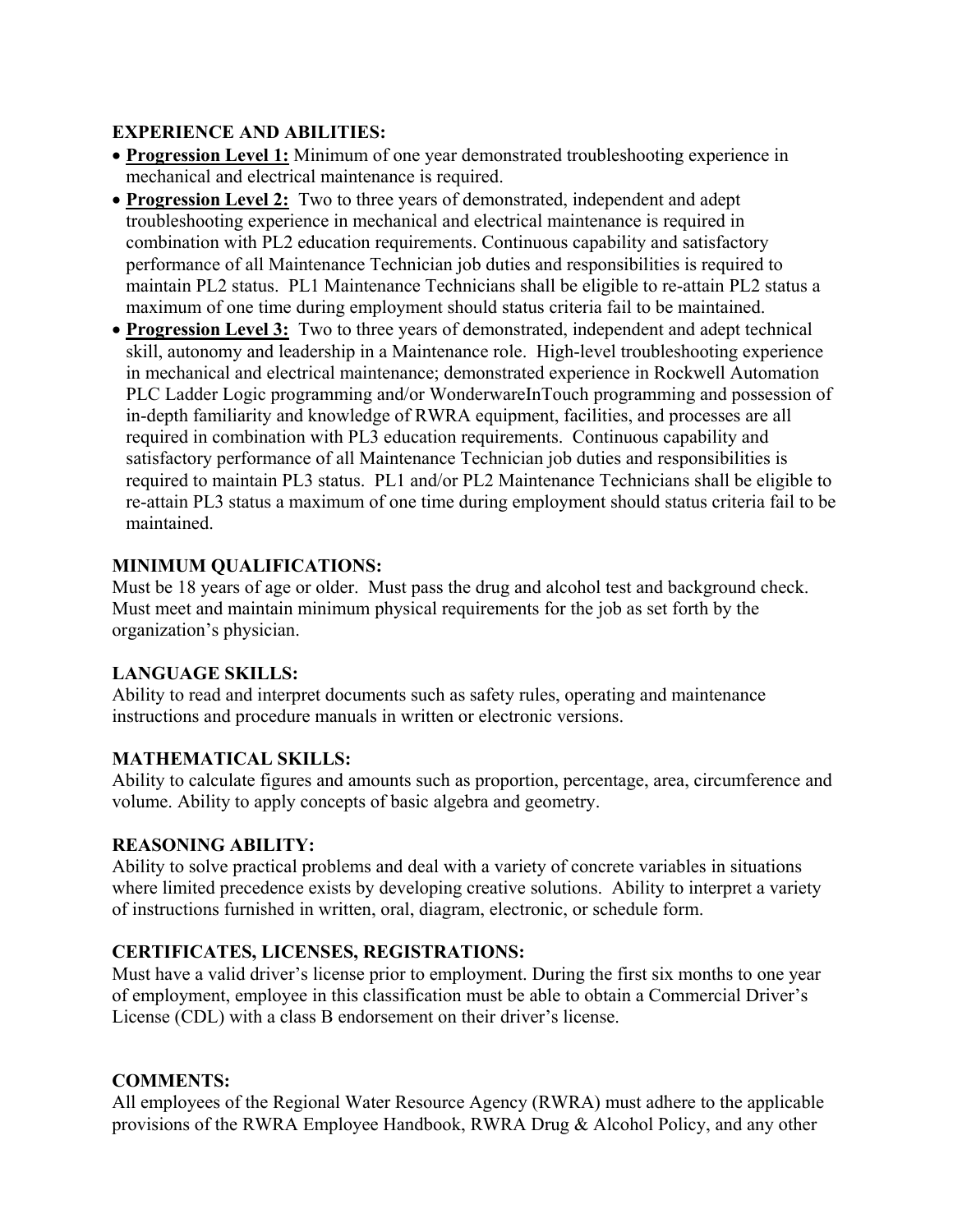### EXPERIENCE AND ABILITIES:

- **Progression Level 1:** Minimum of one year demonstrated troubleshooting experience in mechanical and electrical maintenance is required.
- **Progression Level 2:** Two to three years of demonstrated, independent and adept troubleshooting experience in mechanical and electrical maintenance is required in combination with PL2 education requirements. Continuous capability and satisfactory performance of all Maintenance Technician job duties and responsibilities is required to maintain PL2 status. PL1 Maintenance Technicians shall be eligible to re-attain PL2 status a maximum of one time during employment should status criteria fail to be maintained.
- **Progression Level 3:** Two to three years of demonstrated, independent and adept technical skill, autonomy and leadership in a Maintenance role. High-level troubleshooting experience in mechanical and electrical maintenance; demonstrated experience in Rockwell Automation PLC Ladder Logic programming and/or WonderwareInTouch programming and possession of in-depth familiarity and knowledge of RWRA equipment, facilities, and processes are all required in combination with PL3 education requirements. Continuous capability and satisfactory performance of all Maintenance Technician job duties and responsibilities is required to maintain PL3 status. PL1 and/or PL2 Maintenance Technicians shall be eligible to re-attain PL3 status a maximum of one time during employment should status criteria fail to be maintained.

### MINIMUM QUALIFICATIONS:

Must be 18 years of age or older. Must pass the drug and alcohol test and background check. Must meet and maintain minimum physical requirements for the job as set forth by the organization's physician.

### LANGUAGE SKILLS:

Ability to read and interpret documents such as safety rules, operating and maintenance instructions and procedure manuals in written or electronic versions.

### MATHEMATICAL SKILLS:

Ability to calculate figures and amounts such as proportion, percentage, area, circumference and volume. Ability to apply concepts of basic algebra and geometry.

### REASONING ABILITY:

Ability to solve practical problems and deal with a variety of concrete variables in situations where limited precedence exists by developing creative solutions. Ability to interpret a variety of instructions furnished in written, oral, diagram, electronic, or schedule form.

### CERTIFICATES, LICENSES, REGISTRATIONS:

Must have a valid driver's license prior to employment. During the first six months to one year of employment, employee in this classification must be able to obtain a Commercial Driver's License (CDL) with a class B endorsement on their driver's license.

### COMMENTS:

All employees of the Regional Water Resource Agency (RWRA) must adhere to the applicable provisions of the RWRA Employee Handbook, RWRA Drug & Alcohol Policy, and any other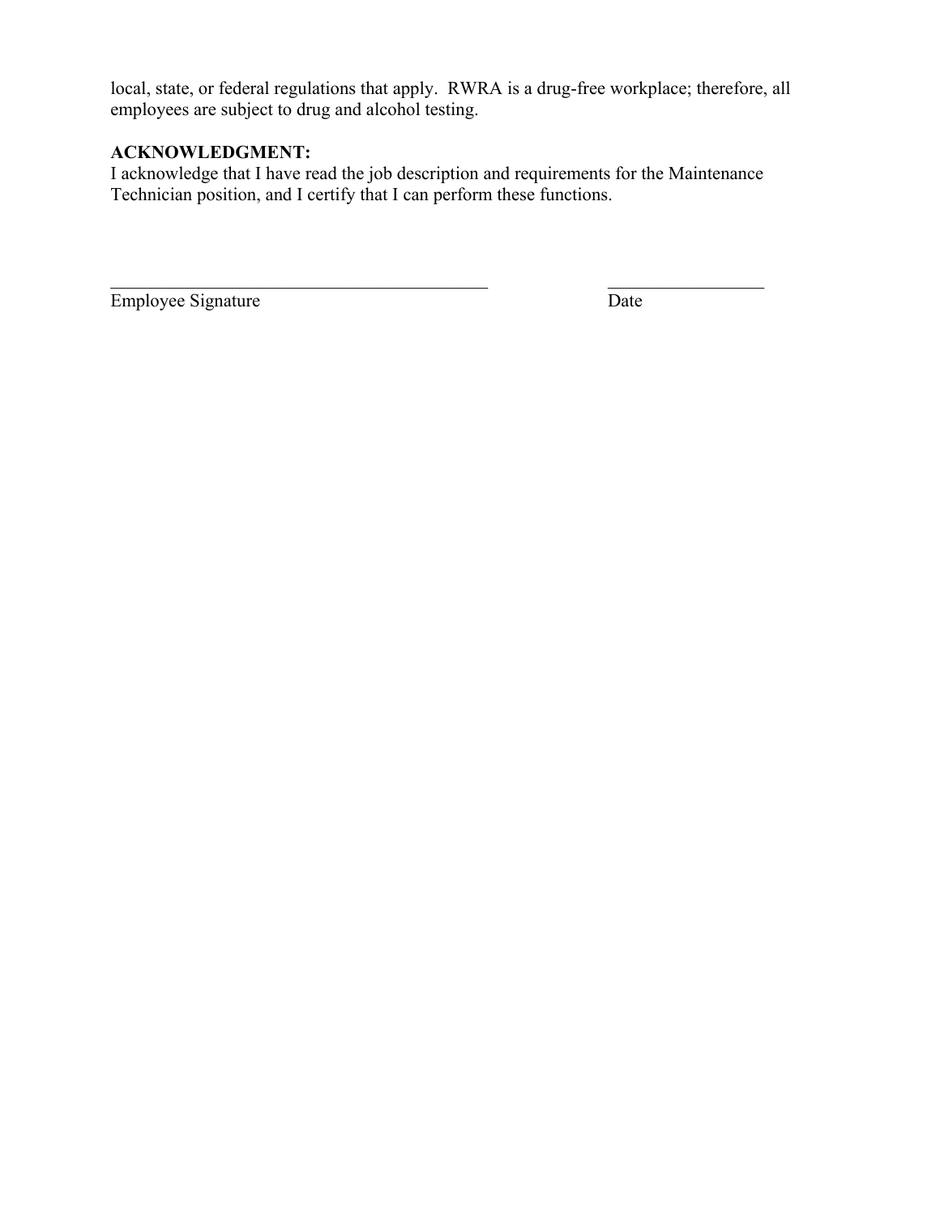local, state, or federal regulations that apply.  RWRA is a drug-free workplace; therefore, all employees are subject to drug and alcohol testing.

**ACKNOWLEDGMENT:**
I acknowledge that I have read the job description and requirements for the Maintenance Technician position, and I certify that I can perform these functions.

\_\_\_\_\_\_\_\_\_\_\_\_\_\_\_\_\_\_\_\_\_\_\_\_\_\_\_\_\_\_\_\_\_\_\_\_\_\_\_\_\_\_ &nbsp;&nbsp;&nbsp;&nbsp;&nbsp;&nbsp;&nbsp;&nbsp;&nbsp;&nbsp; \_\_\_\_\_\_\_\_\_\_\_\_\_\_\_\_\_\_
Employee Signature &nbsp;&nbsp;&nbsp;&nbsp;&nbsp;&nbsp;&nbsp;&nbsp;&nbsp;&nbsp;&nbsp;&nbsp;&nbsp;&nbsp;&nbsp;&nbsp;&nbsp;&nbsp;&nbsp;&nbsp;&nbsp;&nbsp;&nbsp;&nbsp;&nbsp;&nbsp;&nbsp;&nbsp;&nbsp;&nbsp;&nbsp;&nbsp;&nbsp;&nbsp;&nbsp;&nbsp;&nbsp;&nbsp;&nbsp;&nbsp;&nbsp;&nbsp;&nbsp;&nbsp;&nbsp;&nbsp;&nbsp;&nbsp; Date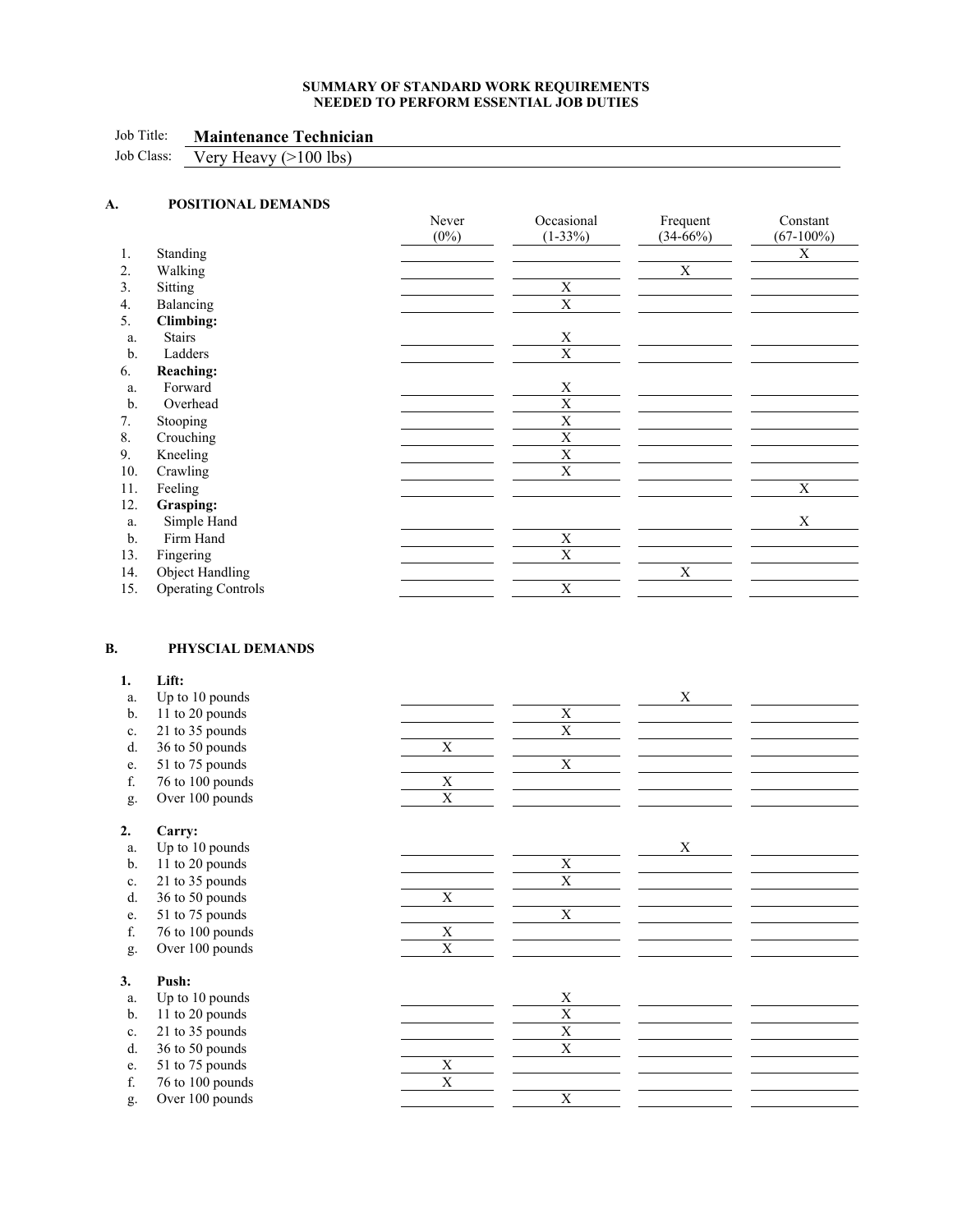**SUMMARY OF STANDARD WORK REQUIREMENTS**
**NEEDED TO PERFORM ESSENTIAL JOB DUTIES**

Job Title: **Maintenance Technician**

Job Class: Very Heavy (>100 lbs)

## A. POSITIONAL DEMANDS

| | | Never (0%) | Occasional (1-33%) | Frequent (34-66%) | Constant (67-100%) |
|---|---|---|---|---|---|
| 1. | Standing | | | | X |
| 2. | Walking | | | X | |
| 3. | Sitting | | X | | |
| 4. | Balancing | | X | | |
| 5. | **Climbing:** | | | | |
| a. | Stairs | | X | | |
| b. | Ladders | | X | | |
| 6. | **Reaching:** | | | | |
| a. | Forward | | X | | |
| b. | Overhead | | X | | |
| 7. | Stooping | | X | | |
| 8. | Crouching | | X | | |
| 9. | Kneeling | | X | | |
| 10. | Crawling | | X | | |
| 11. | Feeling | | | | X |
| 12. | **Grasping:** | | | | |
| a. | Simple Hand | | | | X |
| b. | Firm Hand | | X | | |
| 13. | Fingering | | X | | |
| 14. | Object Handling | | | X | |
| 15. | Operating Controls | | X | | |

## B. PHYSCIAL DEMANDS

| | | Never (0%) | Occasional (1-33%) | Frequent (34-66%) | Constant (67-100%) |
|---|---|---|---|---|---|
| **1.** | **Lift:** | | | | |
| a. | Up to 10 pounds | | | X | |
| b. | 11 to 20 pounds | | X | | |
| c. | 21 to 35 pounds | | X | | |
| d. | 36 to 50 pounds | X | | | |
| e. | 51 to 75 pounds | | X | | |
| f. | 76 to 100 pounds | X | | | |
| g. | Over 100 pounds | X | | | |
| **2.** | **Carry:** | | | | |
| a. | Up to 10 pounds | | | X | |
| b. | 11 to 20 pounds | | X | | |
| c. | 21 to 35 pounds | | X | | |
| d. | 36 to 50 pounds | X | | | |
| e. | 51 to 75 pounds | | X | | |
| f. | 76 to 100 pounds | X | | | |
| g. | Over 100 pounds | X | | | |
| **3.** | **Push:** | | | | |
| a. | Up to 10 pounds | | X | | |
| b. | 11 to 20 pounds | | X | | |
| c. | 21 to 35 pounds | | X | | |
| d. | 36 to 50 pounds | | X | | |
| e. | 51 to 75 pounds | X | | | |
| f. | 76 to 100 pounds | X | | | |
| g. | Over 100 pounds | | X | | |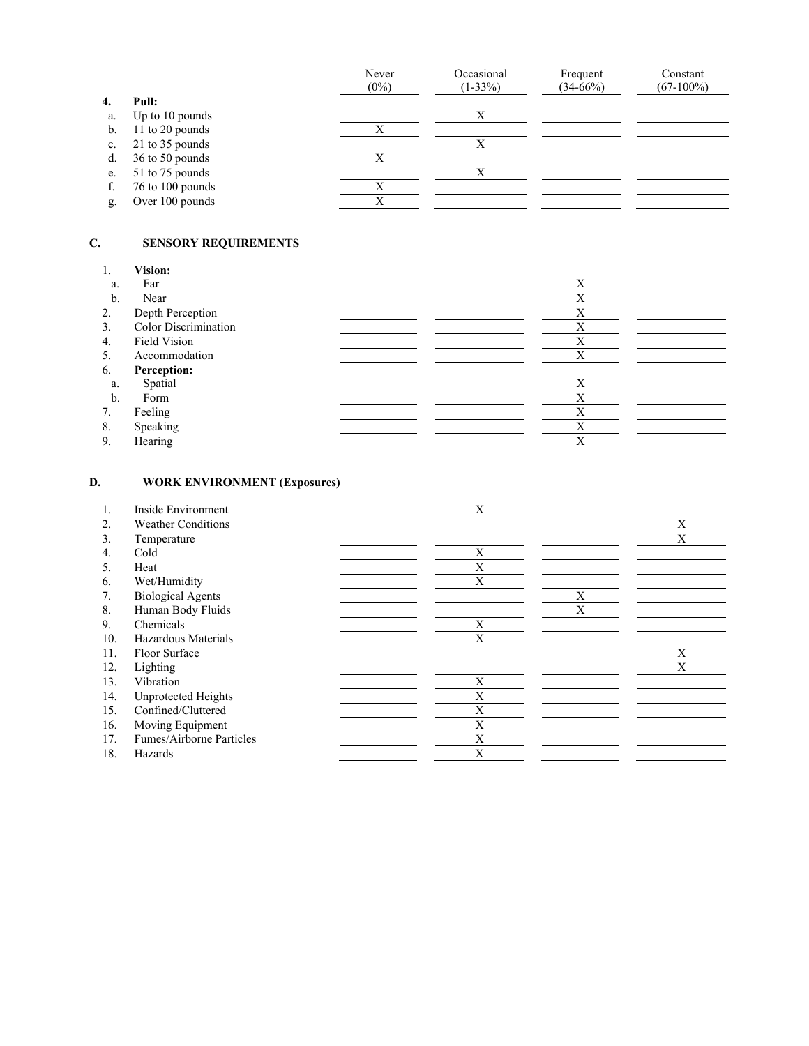| | | Never (0%) | Occasional (1-33%) | Frequent (34-66%) | Constant (67-100%) |
|---|---|---|---|---|---|
| **4.** | **Pull:** | | | | |
| a. | Up to 10 pounds | | X | | |
| b. | 11 to 20 pounds | X | | | |
| c. | 21 to 35 pounds | | X | | |
| d. | 36 to 50 pounds | X | | | |
| e. | 51 to 75 pounds | | X | | |
| f. | 76 to 100 pounds | X | | | |
| g. | Over 100 pounds | X | | | |

## C. SENSORY REQUIREMENTS

| | | Never (0%) | Occasional (1-33%) | Frequent (34-66%) | Constant (67-100%) |
|---|---|---|---|---|---|
| 1. | **Vision:** | | | | |
| a. | Far | | | X | |
| b. | Near | | | X | |
| 2. | Depth Perception | | | X | |
| 3. | Color Discrimination | | | X | |
| 4. | Field Vision | | | X | |
| 5. | Accommodation | | | X | |
| 6. | **Perception:** | | | | |
| a. | Spatial | | | X | |
| b. | Form | | | X | |
| 7. | Feeling | | | X | |
| 8. | Speaking | | | X | |
| 9. | Hearing | | | X | |

## D. WORK ENVIRONMENT (Exposures)

| | | Never (0%) | Occasional (1-33%) | Frequent (34-66%) | Constant (67-100%) |
|---|---|---|---|---|---|
| 1. | Inside Environment | | X | | |
| 2. | Weather Conditions | | | | X |
| 3. | Temperature | | | | X |
| 4. | Cold | | X | | |
| 5. | Heat | | X | | |
| 6. | Wet/Humidity | | X | | |
| 7. | Biological Agents | | | X | |
| 8. | Human Body Fluids | | | X | |
| 9. | Chemicals | | X | | |
| 10. | Hazardous Materials | | X | | |
| 11. | Floor Surface | | | | X |
| 12. | Lighting | | | | X |
| 13. | Vibration | | X | | |
| 14. | Unprotected Heights | | X | | |
| 15. | Confined/Cluttered | | X | | |
| 16. | Moving Equipment | | X | | |
| 17. | Fumes/Airborne Particles | | X | | |
| 18. | Hazards | | X | | |